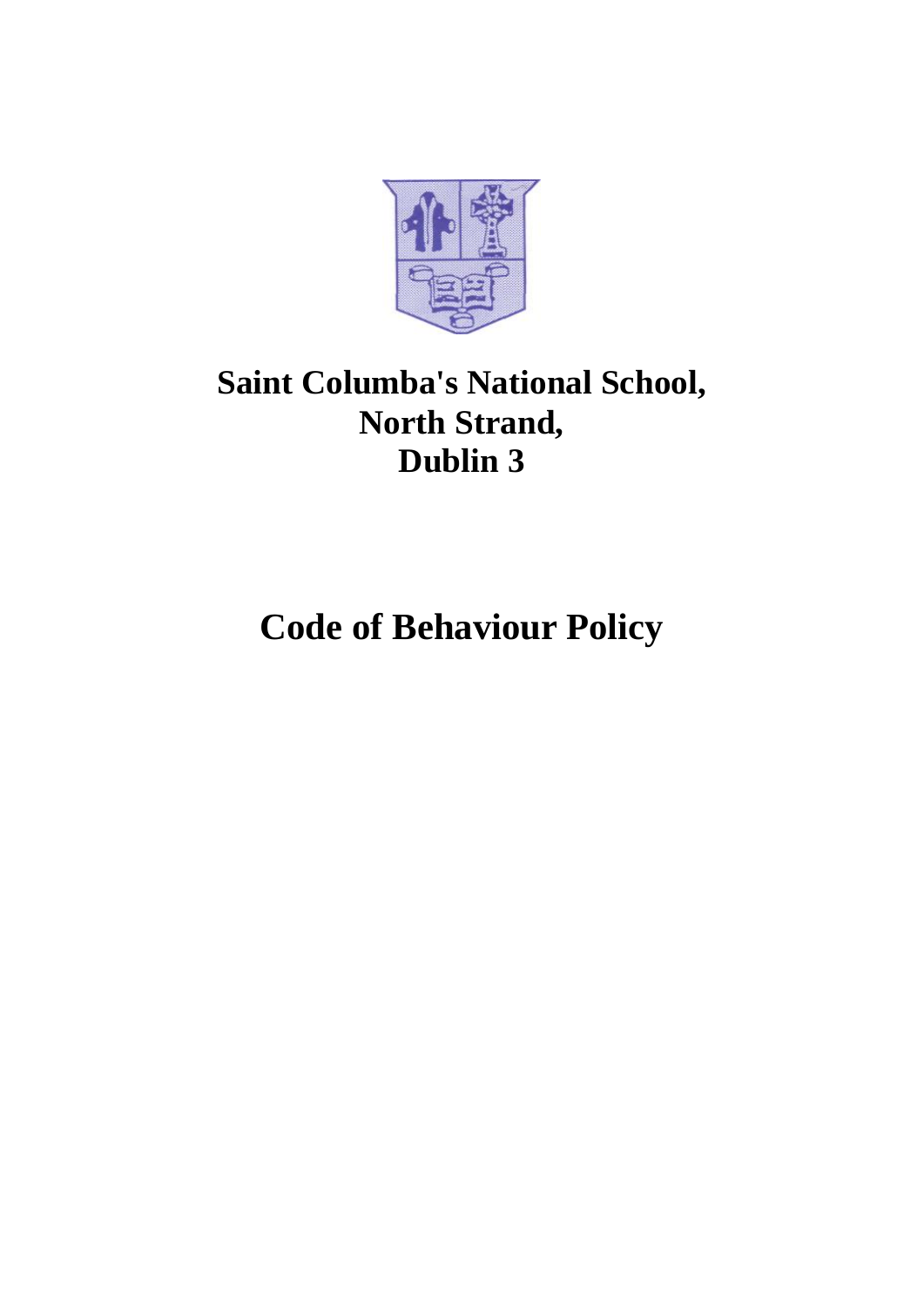# Saint Columba's National School, North Strand, Dublin 3

# Code of Behaviour Policy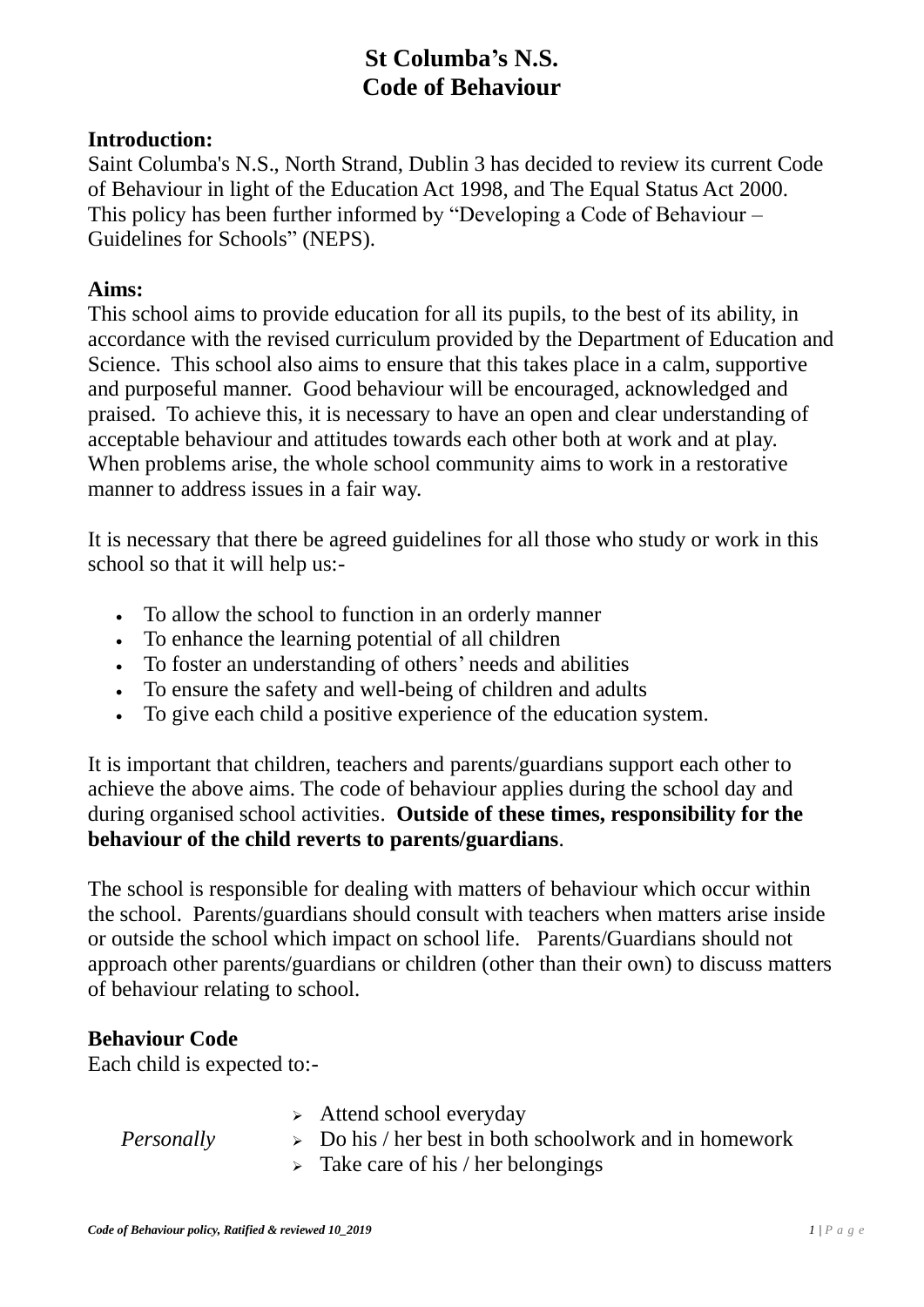# St Columba's N.S.
# Code of Behaviour

**Introduction:**
Saint Columba's N.S., North Strand, Dublin 3 has decided to review its current Code of Behaviour in light of the Education Act 1998, and The Equal Status Act 2000. This policy has been further informed by "Developing a Code of Behaviour – Guidelines for Schools" (NEPS).

**Aims:**
This school aims to provide education for all its pupils, to the best of its ability, in accordance with the revised curriculum provided by the Department of Education and Science. This school also aims to ensure that this takes place in a calm, supportive and purposeful manner. Good behaviour will be encouraged, acknowledged and praised. To achieve this, it is necessary to have an open and clear understanding of acceptable behaviour and attitudes towards each other both at work and at play. When problems arise, the whole school community aims to work in a restorative manner to address issues in a fair way.

It is necessary that there be agreed guidelines for all those who study or work in this school so that it will help us:-

- To allow the school to function in an orderly manner
- To enhance the learning potential of all children
- To foster an understanding of others' needs and abilities
- To ensure the safety and well-being of children and adults
- To give each child a positive experience of the education system.

It is important that children, teachers and parents/guardians support each other to achieve the above aims. The code of behaviour applies during the school day and during organised school activities. **Outside of these times, responsibility for the behaviour of the child reverts to parents/guardians**.

The school is responsible for dealing with matters of behaviour which occur within the school. Parents/guardians should consult with teachers when matters arise inside or outside the school which impact on school life. Parents/Guardians should not approach other parents/guardians or children (other than their own) to discuss matters of behaviour relating to school.

**Behaviour Code**
Each child is expected to:-

*Personally*

- Attend school everyday
- Do his / her best in both schoolwork and in homework
- Take care of his / her belongings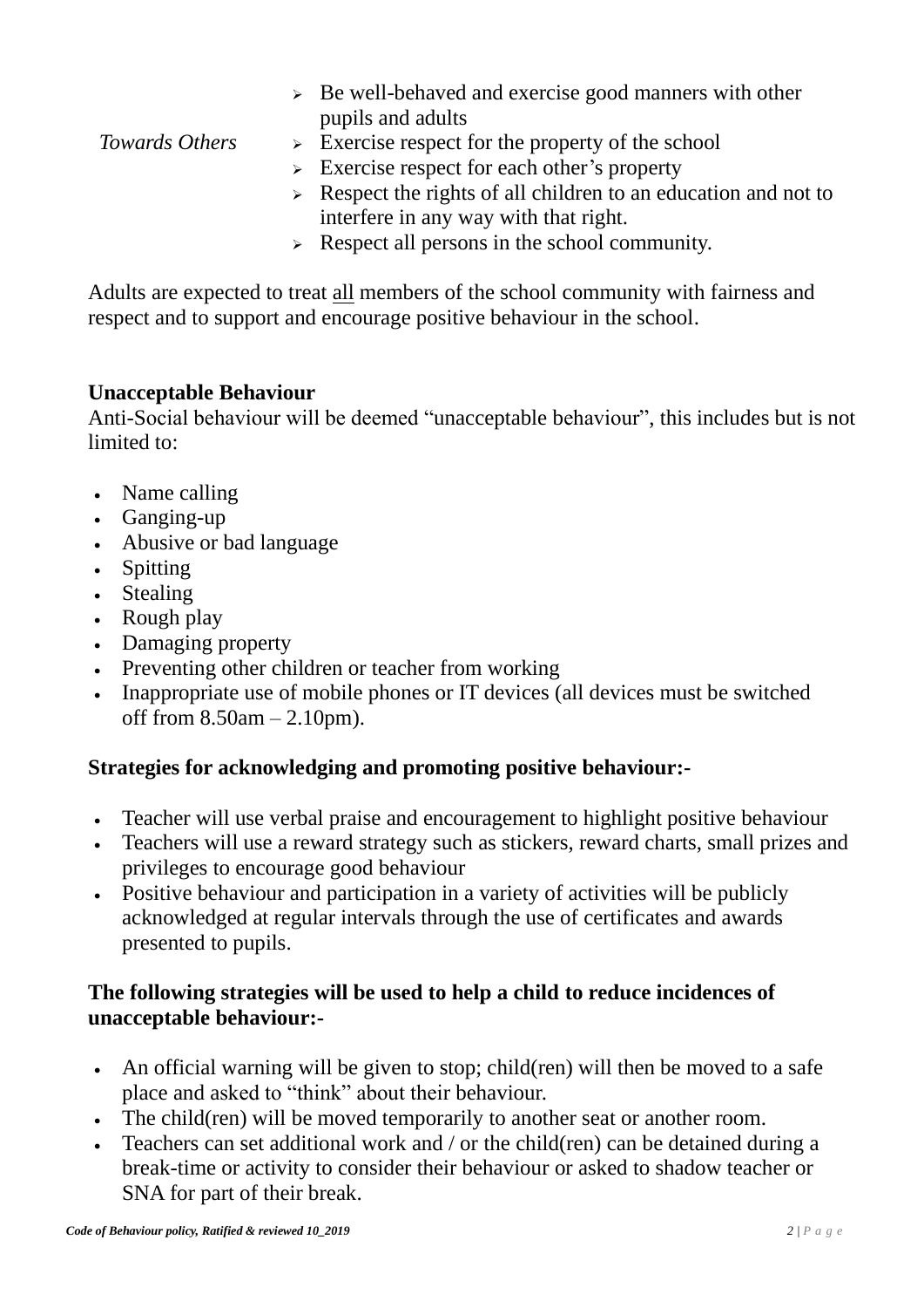| | |
|---|---|
| *Towards Others* | - Be well-behaved and exercise good manners with other pupils and adults<br>- Exercise respect for the property of the school<br>- Exercise respect for each other's property<br>- Respect the rights of all children to an education and not to interfere in any way with that right.<br>- Respect all persons in the school community. |

Adults are expected to treat <u>all</u> members of the school community with fairness and respect and to support and encourage positive behaviour in the school.

**Unacceptable Behaviour**

Anti-Social behaviour will be deemed "unacceptable behaviour", this includes but is not limited to:

- Name calling
- Ganging-up
- Abusive or bad language
- Spitting
- Stealing
- Rough play
- Damaging property
- Preventing other children or teacher from working
- Inappropriate use of mobile phones or IT devices (all devices must be switched off from 8.50am – 2.10pm).

**Strategies for acknowledging and promoting positive behaviour:-**

- Teacher will use verbal praise and encouragement to highlight positive behaviour
- Teachers will use a reward strategy such as stickers, reward charts, small prizes and privileges to encourage good behaviour
- Positive behaviour and participation in a variety of activities will be publicly acknowledged at regular intervals through the use of certificates and awards presented to pupils.

**The following strategies will be used to help a child to reduce incidences of unacceptable behaviour:-**

- An official warning will be given to stop; child(ren) will then be moved to a safe place and asked to "think" about their behaviour.
- The child(ren) will be moved temporarily to another seat or another room.
- Teachers can set additional work and / or the child(ren) can be detained during a break-time or activity to consider their behaviour or asked to shadow teacher or SNA for part of their break.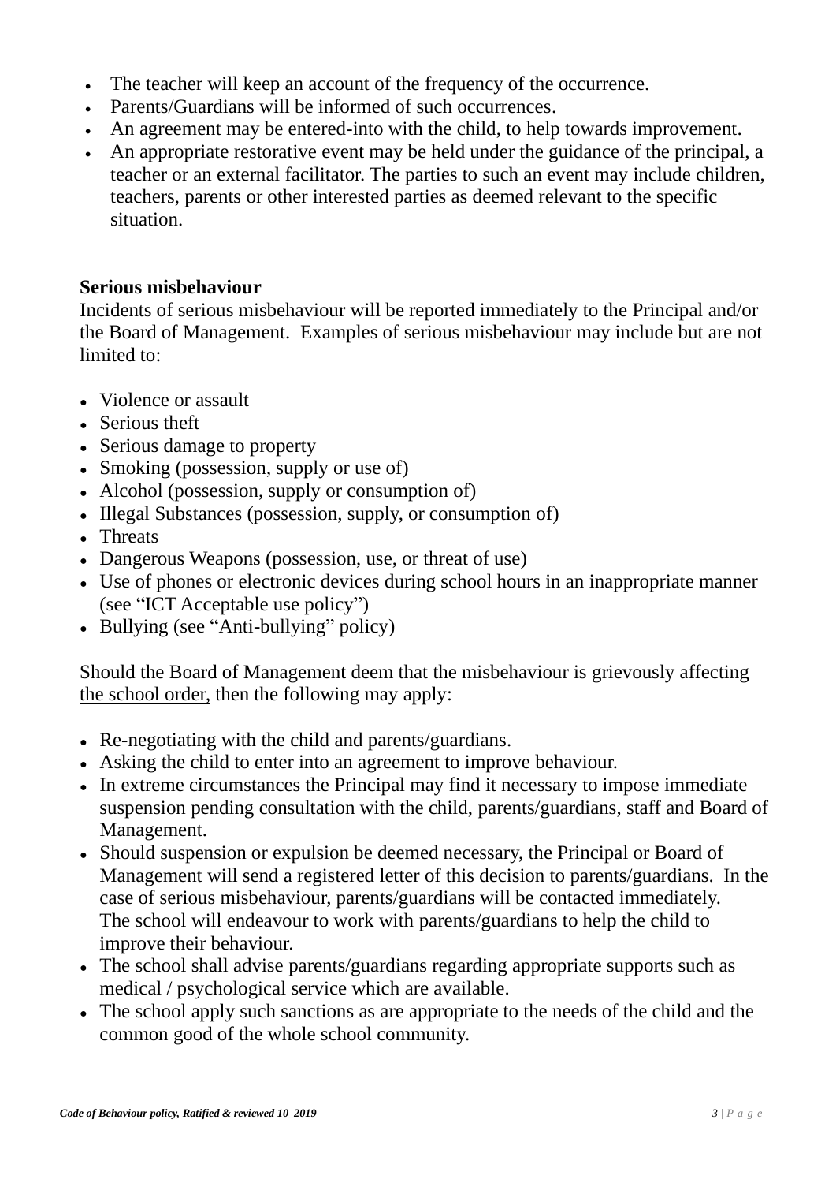- The teacher will keep an account of the frequency of the occurrence.
- Parents/Guardians will be informed of such occurrences.
- An agreement may be entered-into with the child, to help towards improvement.
- An appropriate restorative event may be held under the guidance of the principal, a teacher or an external facilitator. The parties to such an event may include children, teachers, parents or other interested parties as deemed relevant to the specific situation.

**Serious misbehaviour**

Incidents of serious misbehaviour will be reported immediately to the Principal and/or the Board of Management. Examples of serious misbehaviour may include but are not limited to:

- Violence or assault
- Serious theft
- Serious damage to property
- Smoking (possession, supply or use of)
- Alcohol (possession, supply or consumption of)
- Illegal Substances (possession, supply, or consumption of)
- Threats
- Dangerous Weapons (possession, use, or threat of use)
- Use of phones or electronic devices during school hours in an inappropriate manner (see "ICT Acceptable use policy")
- Bullying (see "Anti-bullying" policy)

Should the Board of Management deem that the misbehaviour is grievously affecting the school order, then the following may apply:

- Re-negotiating with the child and parents/guardians.
- Asking the child to enter into an agreement to improve behaviour.
- In extreme circumstances the Principal may find it necessary to impose immediate suspension pending consultation with the child, parents/guardians, staff and Board of Management.
- Should suspension or expulsion be deemed necessary, the Principal or Board of Management will send a registered letter of this decision to parents/guardians. In the case of serious misbehaviour, parents/guardians will be contacted immediately. The school will endeavour to work with parents/guardians to help the child to improve their behaviour.
- The school shall advise parents/guardians regarding appropriate supports such as medical / psychological service which are available.
- The school apply such sanctions as are appropriate to the needs of the child and the common good of the whole school community.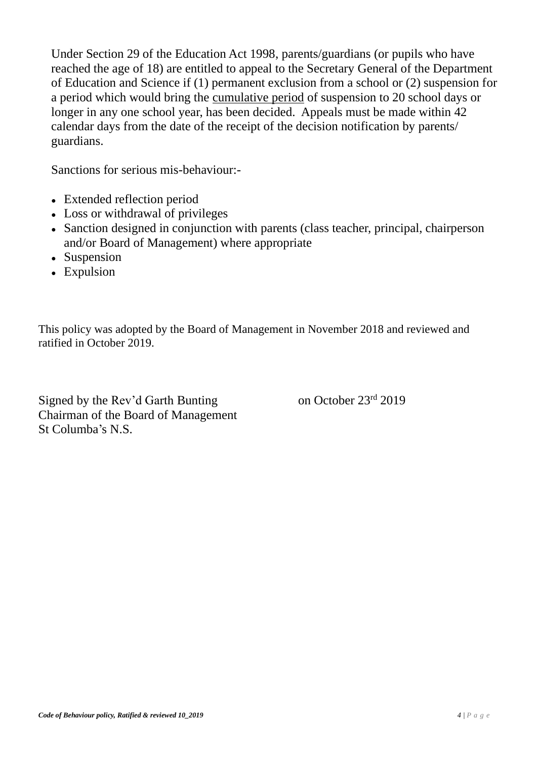Under Section 29 of the Education Act 1998, parents/guardians (or pupils who have reached the age of 18) are entitled to appeal to the Secretary General of the Department of Education and Science if (1) permanent exclusion from a school or (2) suspension for a period which would bring the cumulative period of suspension to 20 school days or longer in any one school year, has been decided. Appeals must be made within 42 calendar days from the date of the receipt of the decision notification by parents/ guardians.

Sanctions for serious mis-behaviour:-

- Extended reflection period
- Loss or withdrawal of privileges
- Sanction designed in conjunction with parents (class teacher, principal, chairperson and/or Board of Management) where appropriate
- Suspension
- Expulsion

This policy was adopted by the Board of Management in November 2018 and reviewed and ratified in October 2019.

Signed by the Rev'd Garth Bunting on October 23rd 2019
Chairman of the Board of Management
St Columba's N.S.